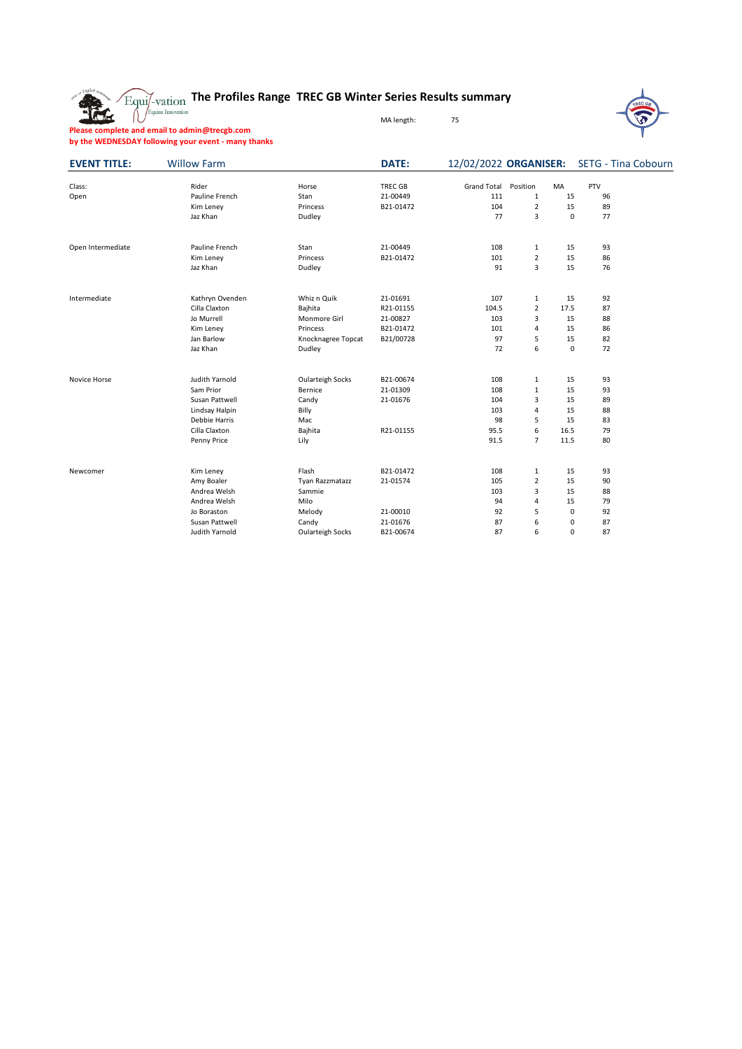# The Profiles Range TREC GB Winter Series Results summary

MA length: 75

**Please complete and email to admin@trecgb.com**
**by the WEDNESDAY following your event - many thanks**

**EVENT TITLE:** Willow Farm **DATE:** 12/02/2022 **ORGANISER:** SETG - Tina Coburn

| Class: | Rider | Horse | TREC GB | Grand Total | Position | MA | PTV |
|---|---|---|---|---|---|---|---|
| Open | Pauline French | Stan | 21-00449 | 111 | 1 | 15 | 96 |
| | Kim Leney | Princess | B21-01472 | 104 | 2 | 15 | 89 |
| | Jaz Khan | Dudley | | 77 | 3 | 0 | 77 |
| Open Intermediate | Pauline French | Stan | 21-00449 | 108 | 1 | 15 | 93 |
| | Kim Leney | Princess | B21-01472 | 101 | 2 | 15 | 86 |
| | Jaz Khan | Dudley | | 91 | 3 | 15 | 76 |
| Intermediate | Kathryn Ovenden | Whiz n Quik | 21-01691 | 107 | 1 | 15 | 92 |
| | Cilla Claxton | Bajhita | R21-01155 | 104.5 | 2 | 17.5 | 87 |
| | Jo Murrell | Monmore Girl | 21-00827 | 103 | 3 | 15 | 88 |
| | Kim Leney | Princess | B21-01472 | 101 | 4 | 15 | 86 |
| | Jan Barlow | Knocknagree Topcat | B21/00728 | 97 | 5 | 15 | 82 |
| | Jaz Khan | Dudley | | 72 | 6 | 0 | 72 |
| Novice Horse | Judith Yarnold | Oularteigh Socks | B21-00674 | 108 | 1 | 15 | 93 |
| | Sam Prior | Bernice | 21-01309 | 108 | 1 | 15 | 93 |
| | Susan Pattwell | Candy | 21-01676 | 104 | 3 | 15 | 89 |
| | Lindsay Halpin | Billy | | 103 | 4 | 15 | 88 |
| | Debbie Harris | Mac | | 98 | 5 | 15 | 83 |
| | Cilla Claxton | Bajhita | R21-01155 | 95.5 | 6 | 16.5 | 79 |
| | Penny Price | Lily | | 91.5 | 7 | 11.5 | 80 |
| Newcomer | Kim Leney | Flash | B21-01472 | 108 | 1 | 15 | 93 |
| | Amy Boaler | Tyan Razzmatazz | 21-01574 | 105 | 2 | 15 | 90 |
| | Andrea Welsh | Sammie | | 103 | 3 | 15 | 88 |
| | Andrea Welsh | Milo | | 94 | 4 | 15 | 79 |
| | Jo Boraston | Melody | 21-00010 | 92 | 5 | 0 | 92 |
| | Susan Pattwell | Candy | 21-01676 | 87 | 6 | 0 | 87 |
| | Judith Yarnold | Oularteigh Socks | B21-00674 | 87 | 6 | 0 | 87 |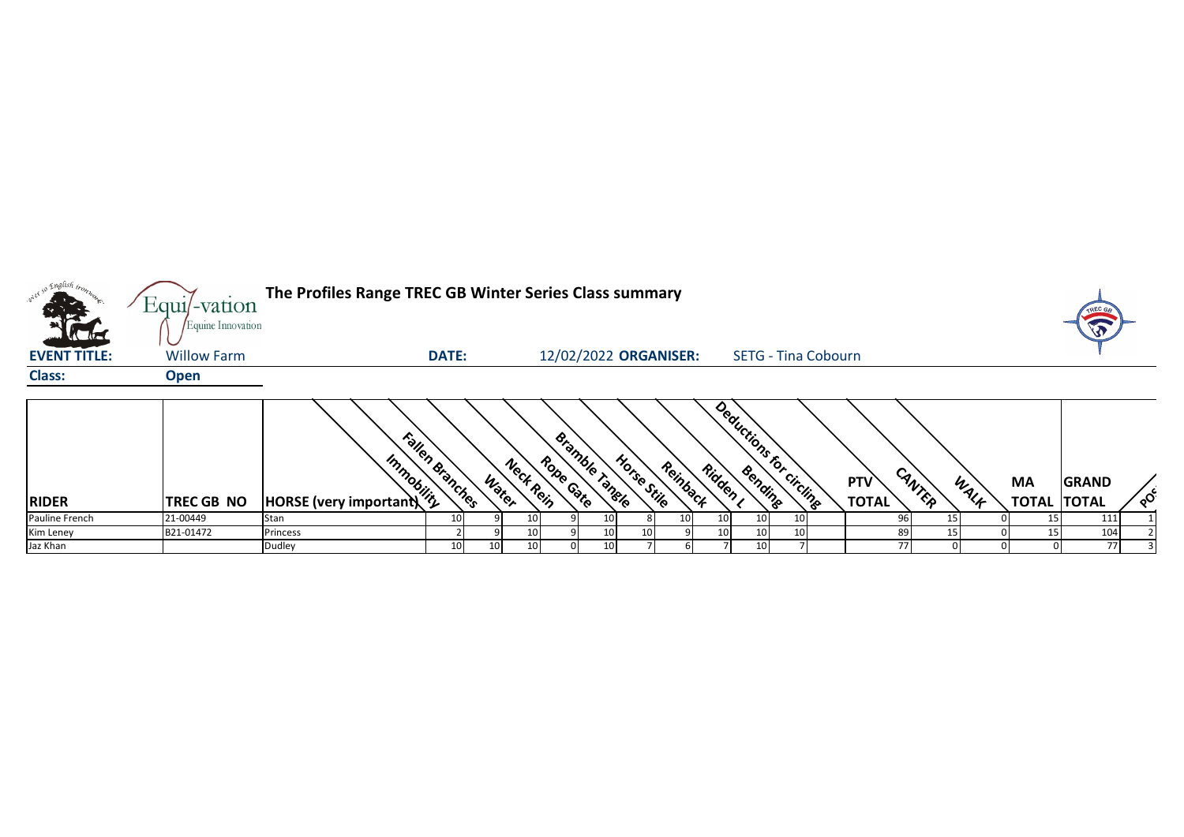# The Profiles Range TREC GB Winter Series Class summary

**EVENT TITLE:** Willow Farm **DATE:** 12/02/2022 **ORGANISER:** SETG - Tina Cobourn

**Class:** Open

| RIDER | TREC GB NO | HORSE (very important) | Immobility | Fallen Branches | Water | Neck Rein | Rope Gate | Bramble Tangle | Horse Stile | Reinback | Ridden L | Bending | Deductions for circling | PTV TOTAL | CANTER | WALK | MA TOTAL | GRAND TOTAL | POS |
|---|---|---|---|---|---|---|---|---|---|---|---|---|---|---|---|---|---|---|---|
| Pauline French | 21-00449 | Stan | 10 | 9 | 10 | 9 | 10 | 8 | 10 | 10 | 10 | 10 | | 96 | 15 | 0 | 15 | 111 | 1 |
| Kim Leney | B21-01472 | Princess | 2 | 9 | 10 | 9 | 10 | 10 | 9 | 10 | 10 | 10 | | 89 | 15 | 0 | 15 | 104 | 2 |
| Jaz Khan | | Dudley | 10 | 10 | 10 | 0 | 10 | 7 | 6 | 7 | 10 | 7 | | 77 | 0 | 0 | 0 | 77 | 3 |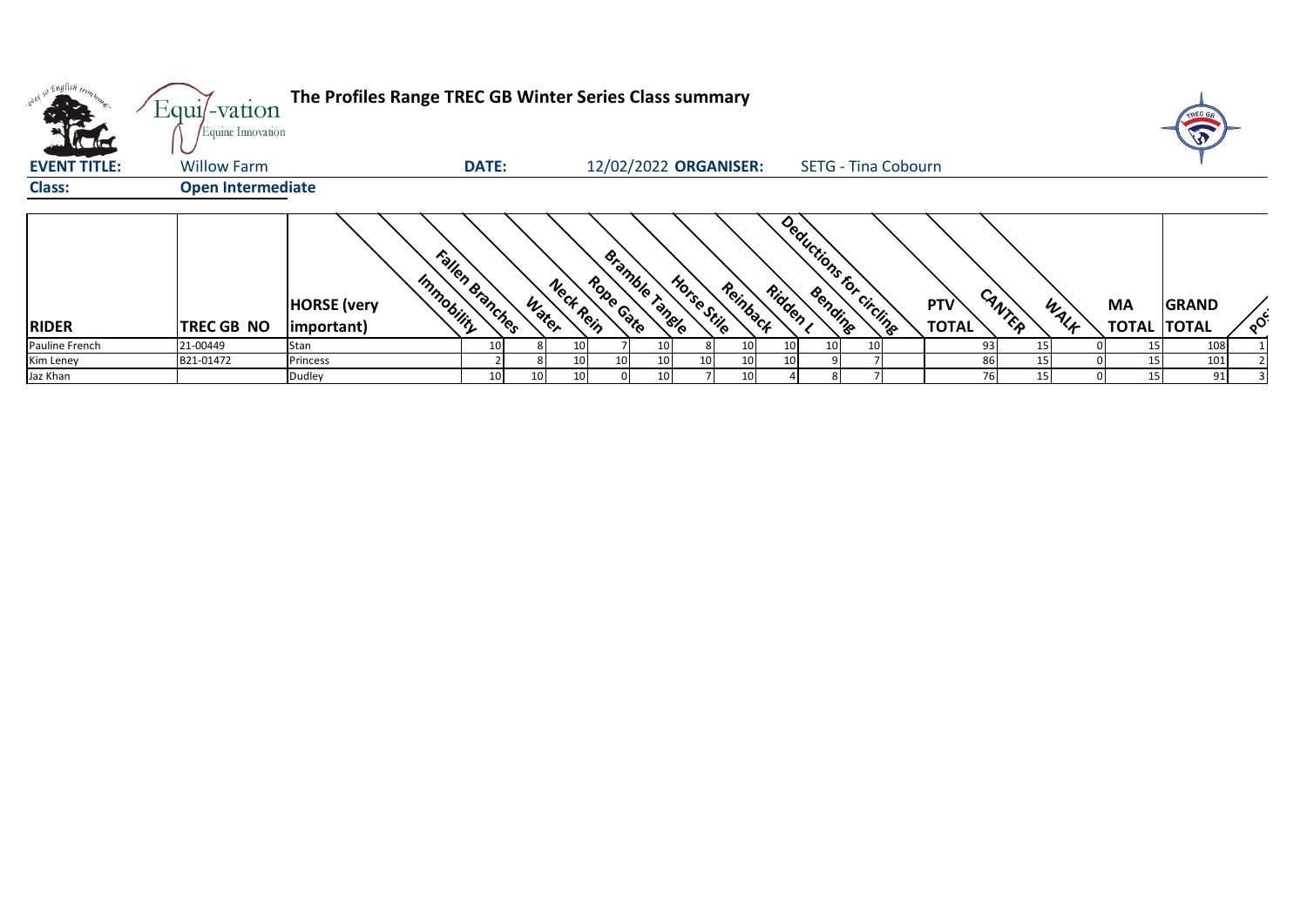**The Profiles Range TREC GB Winter Series Class summary**

**EVENT TITLE:** Willow Farm **DATE:** 12/02/2022 **ORGANISER:** SETG - Tina Cobourn

**Class:** Open Intermediate

| RIDER | TREC GB NO | HORSE (very important) | Immobility | Fallen Branches | Water | Neck Rein | Rope Gate | Bramble Tangle | Horse Stile | Reinback | Ridden L | Bending | Deductions for circling | PTV TOTAL | CANTER | WALK | MA TOTAL | GRAND TOTAL | POS |
|---|---|---|---|---|---|---|---|---|---|---|---|---|---|---|---|---|---|---|---|
| Pauline French | 21-00449 | Stan | 10 | 8 | 10 | 7 | 10 | 8 | 10 | 10 | 10 | 10 | | 93 | 15 | 0 | 15 | 108 | 1 |
| Kim Leney | B21-01472 | Princess | 2 | 8 | 10 | 10 | 10 | 10 | 10 | 10 | 9 | 7 | | 86 | 15 | 0 | 15 | 101 | 2 |
| Jaz Khan | | Dudley | 10 | 10 | 10 | 0 | 10 | 7 | 10 | 4 | 8 | 7 | | 76 | 15 | 0 | 15 | 91 | 3 |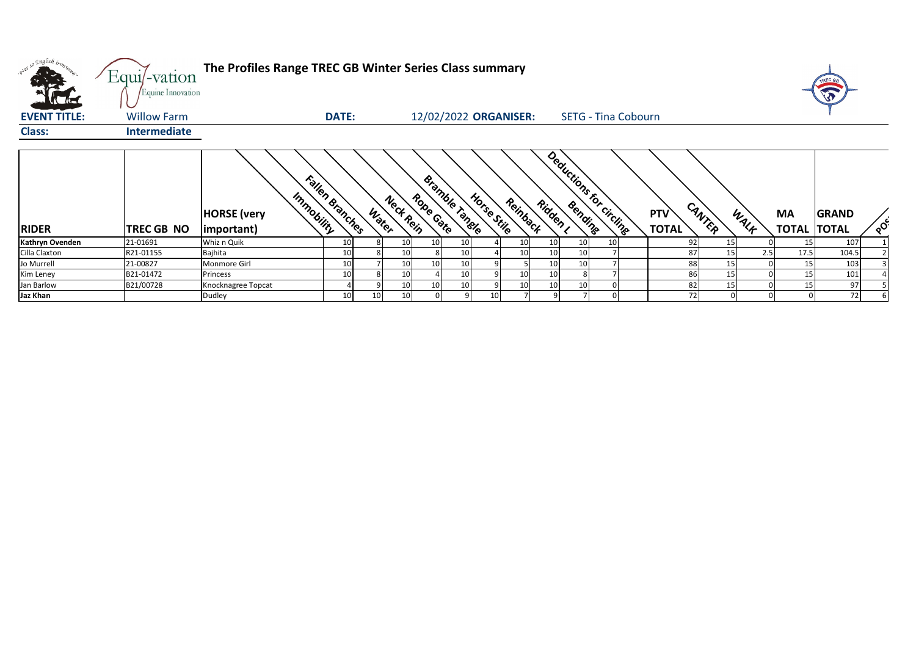# The Profiles Range TREC GB Winter Series Class summary

**EVENT TITLE:** Willow Farm **DATE:** 12/02/2022 **ORGANISER:** SETG - Tina Cobourn

**Class:** **Intermediate**

| RIDER | TREC GB NO | HORSE (very important) | Immobility | Fallen Branches | Water | Neck Rein | Rope Gate | Bramble Tangle | Horse Stile | Reinback | Ridden L | Bending | Deductions for circling | PTV TOTAL | CANTER | WALK | MA TOTAL | GRAND TOTAL | POS |
|---|---|---|---|---|---|---|---|---|---|---|---|---|---|---|---|---|---|---|---|
| **Kathryn Ovenden** | 21-01691 | Whiz n Quik | 10 | 8 | 10 | 10 | 10 | 4 | 10 | 10 | 10 | 10 | | 92 | 15 | 0 | 15 | 107 | 1 |
| Cilla Claxton | R21-01155 | Bajhita | 10 | 8 | 10 | 8 | 10 | 4 | 10 | 10 | 10 | 7 | | 87 | 15 | 2.5 | 17.5 | 104.5 | 2 |
| Jo Murrell | 21-00827 | Monmore Girl | 10 | 7 | 10 | 10 | 10 | 9 | 5 | 10 | 10 | 7 | | 88 | 15 | 0 | 15 | 103 | 3 |
| Kim Leney | B21-01472 | Princess | 10 | 8 | 10 | 4 | 10 | 9 | 10 | 10 | 8 | 7 | | 86 | 15 | 0 | 15 | 101 | 4 |
| Jan Barlow | B21/00728 | Knocknagree Topcat | 4 | 9 | 10 | 10 | 10 | 9 | 10 | 10 | 10 | 0 | | 82 | 15 | 0 | 15 | 97 | 5 |
| **Jaz Khan** | | Dudley | 10 | 10 | 10 | 0 | 9 | 10 | 7 | 9 | 7 | 0 | | 72 | 0 | 0 | 0 | 72 | 6 |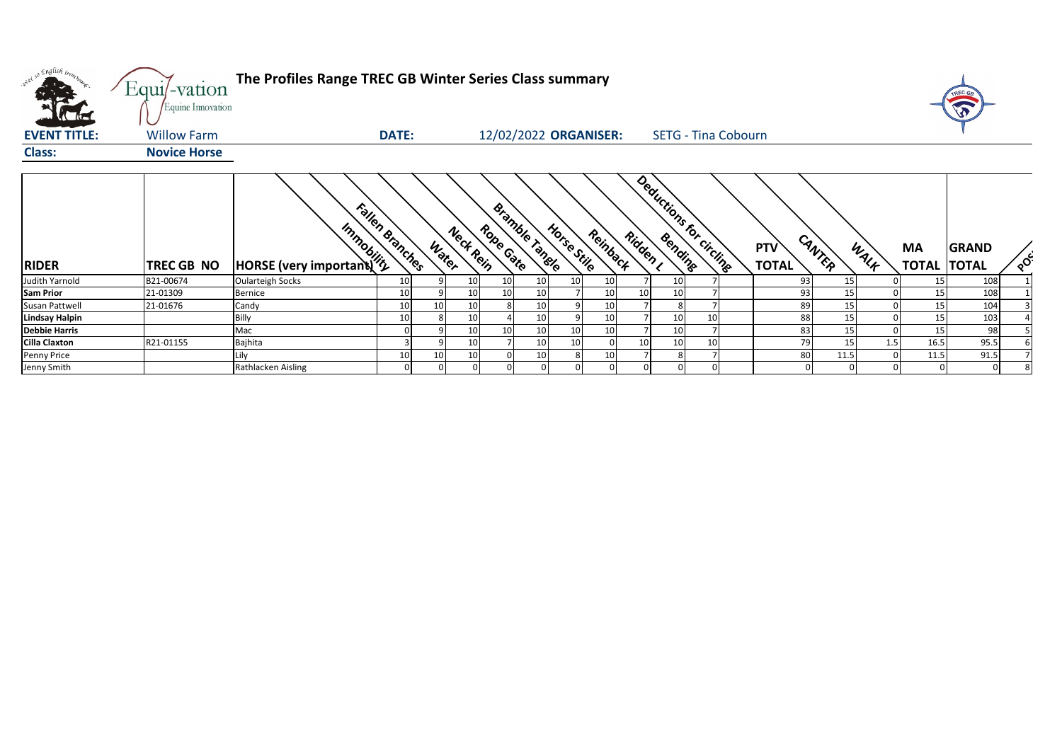# The Profiles Range TREC GB Winter Series Class summary

**EVENT TITLE:** Willow Farm **DATE:** 12/02/2022 **ORGANISER:** SETG - Tina Cobourn

**Class:** **Novice Horse**

| RIDER | TREC GB NO | HORSE (very important) | Immobility | Fallen Branches | Water | Neck Rein | Rope Gate | Bramble Tangle | Horse Stile | Reinback | Ridden L | Bending | Deductions for circling | PTV TOTAL | CANTER | WALK | MA TOTAL | GRAND TOTAL | POS |
|---|---|---|---|---|---|---|---|---|---|---|---|---|---|---|---|---|---|---|---|
| Judith Yarnold | B21-00674 | Oularteigh Socks | 10 | 9 | 10 | 10 | 10 | 10 | 10 | 7 | 10 | 7 | | 93 | 15 | 0 | 15 | 108 | 1 |
| **Sam Prior** | 21-01309 | Bernice | 10 | 9 | 10 | 10 | 10 | 7 | 10 | 10 | 10 | 7 | | 93 | 15 | 0 | 15 | 108 | 1 |
| Susan Pattwell | 21-01676 | Candy | 10 | 10 | 10 | 8 | 10 | 9 | 10 | 7 | 8 | 7 | | 89 | 15 | 0 | 15 | 104 | 3 |
| **Lindsay Halpin** | | Billy | 10 | 8 | 10 | 4 | 10 | 9 | 10 | 7 | 10 | 10 | | 88 | 15 | 0 | 15 | 103 | 4 |
| **Debbie Harris** | | Mac | 0 | 9 | 10 | 10 | 10 | 10 | 10 | 7 | 10 | 7 | | 83 | 15 | 0 | 15 | 98 | 5 |
| **Cilla Claxton** | R21-01155 | Bajhita | 3 | 9 | 10 | 7 | 10 | 10 | 0 | 10 | 10 | 10 | | 79 | 15 | 1.5 | 16.5 | 95.5 | 6 |
| Penny Price | | Lily | 10 | 10 | 10 | 0 | 10 | 8 | 10 | 7 | 8 | 7 | | 80 | 11.5 | 0 | 11.5 | 91.5 | 7 |
| Jenny Smith | | Rathlacken Aisling | 0 | 0 | 0 | 0 | 0 | 0 | 0 | 0 | 0 | 0 | | 0 | 0 | 0 | 0 | 0 | 8 |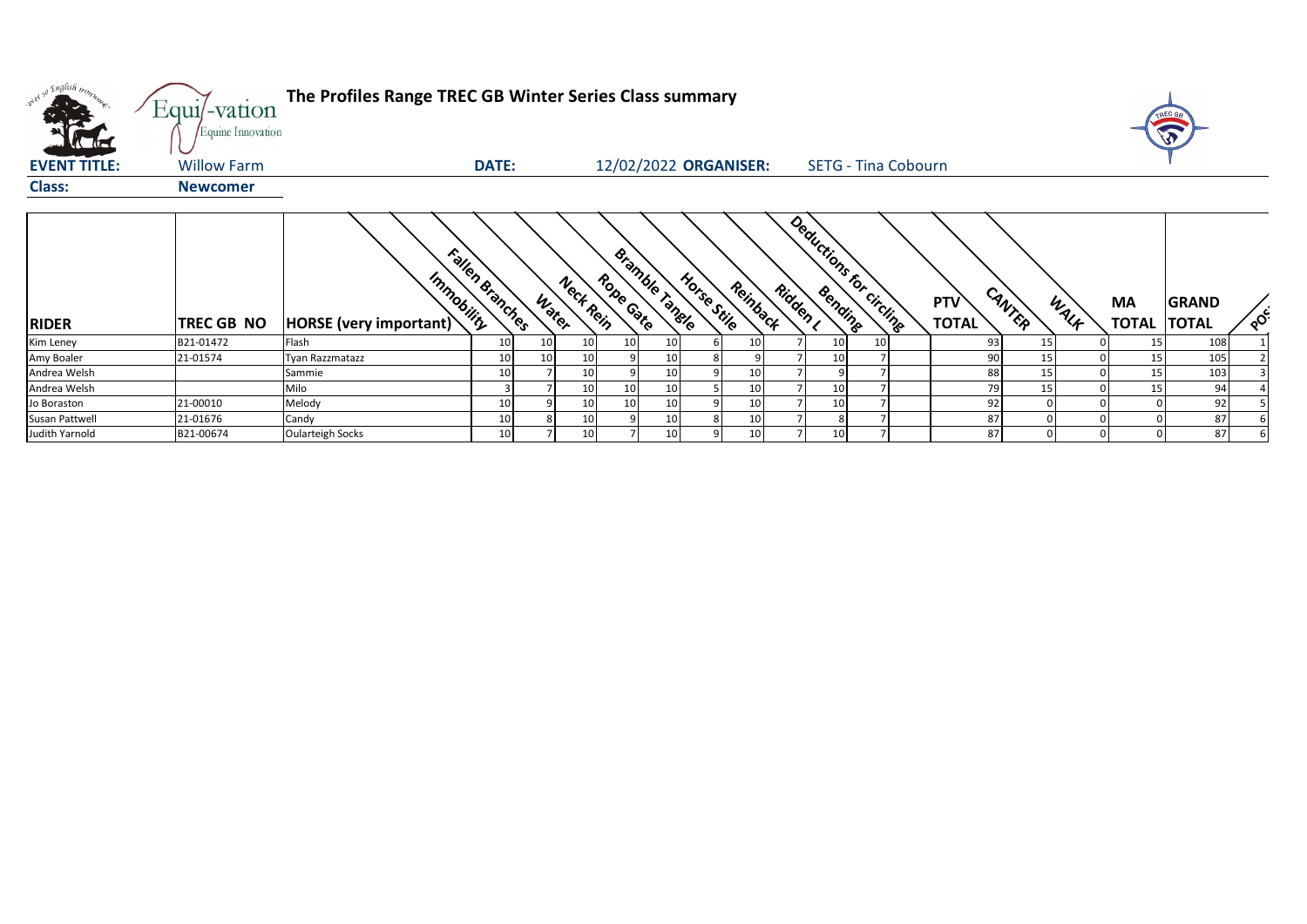# The Profiles Range TREC GB Winter Series Class summary

**EVENT TITLE:** Willow Farm **DATE:** 12/02/2022 **ORGANISER:** SETG - Tina Cobourn

**Class:** **Newcomer**

| RIDER | TREC GB NO | HORSE (very important) | Immobility | Fallen Branches | Water | Neck Rein | Rope Gate | Bramble Tangle | Horse Stile | Reinback | Ridden L | Bending | Deductions for circling | PTV TOTAL | CANTER | WALK | MA TOTAL | GRAND TOTAL | POS |
|---|---|---|---|---|---|---|---|---|---|---|---|---|---|---|---|---|---|---|---|
| Kim Leney | B21-01472 | Flash | 10 | 10 | 10 | 10 | 10 | 6 | 10 | 7 | 10 | 10 | | 93 | 15 | 0 | 15 | 108 | 1 |
| Amy Boaler | 21-01574 | Tyan Razzmatazz | 10 | 10 | 10 | 9 | 10 | 8 | 9 | 7 | 10 | 7 | | 90 | 15 | 0 | 15 | 105 | 2 |
| Andrea Welsh | | Sammie | 10 | 7 | 10 | 9 | 10 | 9 | 10 | 7 | 9 | 7 | | 88 | 15 | 0 | 15 | 103 | 3 |
| Andrea Welsh | | Milo | 3 | 7 | 10 | 10 | 10 | 5 | 10 | 7 | 10 | 7 | | 79 | 15 | 0 | 15 | 94 | 4 |
| Jo Boraston | 21-00010 | Melody | 10 | 9 | 10 | 10 | 10 | 9 | 10 | 7 | 10 | 7 | | 92 | 0 | 0 | 0 | 92 | 5 |
| Susan Pattwell | 21-01676 | Candy | 10 | 8 | 10 | 9 | 10 | 8 | 10 | 7 | 8 | 7 | | 87 | 0 | 0 | 0 | 87 | 6 |
| Judith Yarnold | B21-00674 | Oularteigh Socks | 10 | 7 | 10 | 7 | 10 | 9 | 10 | 7 | 10 | 7 | | 87 | 0 | 0 | 0 | 87 | 6 |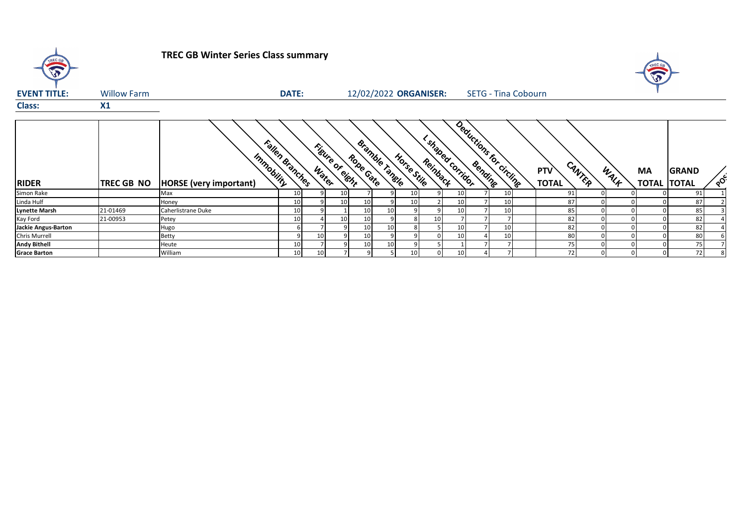# TREC GB Winter Series Class summary

**EVENT TITLE:** Willow Farm **DATE:** 12/02/2022 **ORGANISER:** SETG - Tina Cobourn

**Class:** X1

| RIDER | TREC GB NO | HORSE (very important) | Immobility | Fallen Branches | Water | Figure of eight | Rope Gate | Bramble Tangle | Horse Stile | Reinback | L shaped corridor | Bending | Deductions for circling | PTV TOTAL | CANTER | WALK | MA TOTAL | GRAND TOTAL | POS |
|---|---|---|---|---|---|---|---|---|---|---|---|---|---|---|---|---|---|---|---|
| Simon Rake | | Max | 10 | 9 | 10 | 7 | 9 | 10 | 9 | 10 | 7 | 10 | | 91 | 0 | 0 | 0 | 91 | 1 |
| Linda Hulf | | Honey | 10 | 9 | 10 | 10 | 9 | 10 | 2 | 10 | 7 | 10 | | 87 | 0 | 0 | 0 | 87 | 2 |
| **Lynette Marsh** | 21-01469 | Caherlistrane Duke | 10 | 9 | 1 | 10 | 10 | 9 | 9 | 10 | 7 | 10 | | 85 | 0 | 0 | 0 | 85 | 3 |
| Kay Ford | 21-00953 | Petey | 10 | 4 | 10 | 10 | 9 | 8 | 10 | 7 | 7 | 7 | | 82 | 0 | 0 | 0 | 82 | 4 |
| **Jackie Angus-Barton** | | Hugo | 6 | 7 | 9 | 10 | 10 | 8 | 5 | 10 | 7 | 10 | | 82 | 0 | 0 | 0 | 82 | 4 |
| Chris Murrell | | Betty | 9 | 10 | 9 | 10 | 9 | 9 | 0 | 10 | 4 | 10 | | 80 | 0 | 0 | 0 | 80 | 6 |
| **Andy Bithell** | | Heute | 10 | 7 | 9 | 10 | 10 | 9 | 5 | 1 | 7 | 7 | | 75 | 0 | 0 | 0 | 75 | 7 |
| **Grace Barton** | | William | 10 | 10 | 7 | 9 | 5 | 10 | 0 | 10 | 4 | 7 | | 72 | 0 | 0 | 0 | 72 | 8 |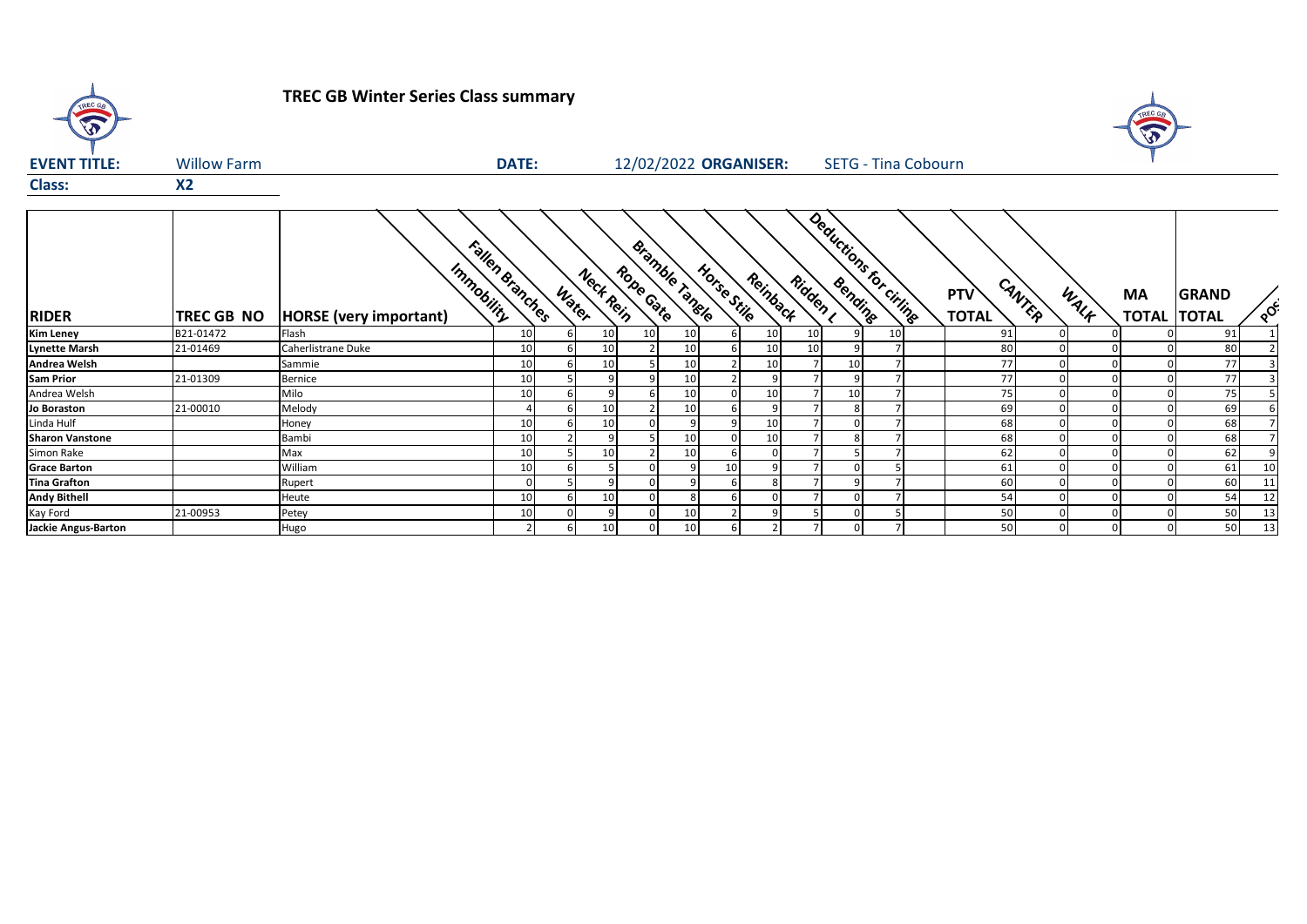# TREC GB Winter Series Class summary

**EVENT TITLE:** Willow Farm **DATE:** 12/02/2022 **ORGANISER:** SETG - Tina Cobourn

**Class:** X2

| RIDER | TREC GB NO | HORSE (very important) | Immobility | Fallen Branches | Water | Neck Rein | Rope Gate | Bramble Tangle | Horse Stile | Reinback | Ridden L | Bending | Deductions for circling | PTV TOTAL | CANTER | WALK | MA TOTAL | GRAND TOTAL | POS |
|---|---|---|---|---|---|---|---|---|---|---|---|---|---|---|---|---|---|---|---|
| **Kim Leney** | B21-01472 | Flash | 10 | 6 | 10 | 10 | 10 | 6 | 10 | 10 | 9 | 10 | | 91 | 0 | 0 | 0 | 91 | 1 |
| **Lynette Marsh** | 21-01469 | Caherlistrane Duke | 10 | 6 | 10 | 2 | 10 | 6 | 10 | 10 | 9 | 7 | | 80 | 0 | 0 | 0 | 80 | 2 |
| **Andrea Welsh** | | Sammie | 10 | 6 | 10 | 5 | 10 | 2 | 10 | 7 | 10 | 7 | | 77 | 0 | 0 | 0 | 77 | 3 |
| **Sam Prior** | 21-01309 | Bernice | 10 | 5 | 9 | 9 | 10 | 2 | 9 | 7 | 9 | 7 | | 77 | 0 | 0 | 0 | 77 | 3 |
| Andrea Welsh | | Milo | 10 | 6 | 9 | 6 | 10 | 0 | 10 | 7 | 10 | 7 | | 75 | 0 | 0 | 0 | 75 | 5 |
| **Jo Boraston** | 21-00010 | Melody | 4 | 6 | 10 | 2 | 10 | 6 | 9 | 7 | 8 | 7 | | 69 | 0 | 0 | 0 | 69 | 6 |
| Linda Hulf | | Honey | 10 | 6 | 10 | 0 | 9 | 9 | 10 | 7 | 0 | 7 | | 68 | 0 | 0 | 0 | 68 | 7 |
| **Sharon Vanstone** | | Bambi | 10 | 2 | 9 | 5 | 10 | 0 | 10 | 7 | 8 | 7 | | 68 | 0 | 0 | 0 | 68 | 7 |
| Simon Rake | | Max | 10 | 5 | 10 | 2 | 10 | 6 | 0 | 7 | 5 | 7 | | 62 | 0 | 0 | 0 | 62 | 9 |
| **Grace Barton** | | William | 10 | 6 | 5 | 0 | 9 | 10 | 9 | 7 | 0 | 5 | | 61 | 0 | 0 | 0 | 61 | 10 |
| **Tina Grafton** | | Rupert | 0 | 5 | 9 | 0 | 9 | 6 | 8 | 7 | 9 | 7 | | 60 | 0 | 0 | 0 | 60 | 11 |
| **Andy Bithell** | | Heute | 10 | 6 | 10 | 0 | 8 | 6 | 0 | 7 | 0 | 7 | | 54 | 0 | 0 | 0 | 54 | 12 |
| Kay Ford | 21-00953 | Petey | 10 | 0 | 9 | 0 | 10 | 2 | 9 | 5 | 0 | 5 | | 50 | 0 | 0 | 0 | 50 | 13 |
| **Jackie Angus-Barton** | | Hugo | 2 | 6 | 10 | 0 | 10 | 6 | 2 | 7 | 0 | 7 | | 50 | 0 | 0 | 0 | 50 | 13 |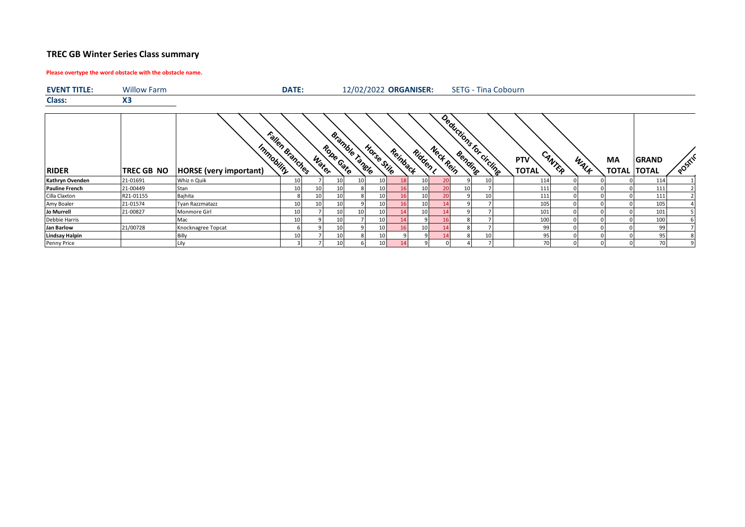# TREC GB Winter Series Class summary

**Please overtype the word obstacle with the obstacle name.**

| **EVENT TITLE:** | Willow Farm | **DATE:** | 12/02/2022 | **ORGANISER:** | SETG - Tina Cobourn |
|---|---|---|---|---|---|
| **Class:** | X3 | | | | |

| RIDER | TREC GB NO | HORSE (very important) | Immobility | Fallen Branches | Water | Rope Gate | Bramble Tangle | Horse Stile | Reinback | Ridden L | Neck Rein | Bending | Deductions for circling | PTV TOTAL | CANTER | WALK | MA TOTAL | GRAND TOTAL | POSITION |
|---|---|---|---|---|---|---|---|---|---|---|---|---|---|---|---|---|---|---|---|
| **Kathryn Ovenden** | 21-01691 | Whiz n Quik | 10 | 7 | 10 | 10 | 10 | 18 | 10 | 20 | 9 | 10 | | 114 | 0 | 0 | 0 | 114 | 1 |
| **Pauline French** | 21-00449 | Stan | 10 | 10 | 10 | 8 | 10 | 16 | 10 | 20 | 10 | 7 | | 111 | 0 | 0 | 0 | 111 | 2 |
| Cilla Claxton | R21-01155 | Bajhita | 8 | 10 | 10 | 8 | 10 | 16 | 10 | 20 | 9 | 10 | | 111 | 0 | 0 | 0 | 111 | 2 |
| Amy Boaler | 21-01574 | Tyan Razzmatazz | 10 | 10 | 10 | 9 | 10 | 16 | 10 | 14 | 9 | 7 | | 105 | 0 | 0 | 0 | 105 | 4 |
| **Jo Murrell** | 21-00827 | Monmore Girl | 10 | 7 | 10 | 10 | 10 | 14 | 10 | 14 | 9 | 7 | | 101 | 0 | 0 | 0 | 101 | 5 |
| Debbie Harris | | Mac | 10 | 9 | 10 | 7 | 10 | 14 | 9 | 16 | 8 | 7 | | 100 | 0 | 0 | 0 | 100 | 6 |
| **Jan Barlow** | 21/00728 | Knocknagree Topcat | 6 | 9 | 10 | 9 | 10 | 16 | 10 | 14 | 8 | 7 | | 99 | 0 | 0 | 0 | 99 | 7 |
| **Lindsay Halpin** | | Billy | 10 | 7 | 10 | 8 | 10 | 9 | 9 | 14 | 8 | 10 | | 95 | 0 | 0 | 0 | 95 | 8 |
| Penny Price | | Lily | 3 | 7 | 10 | 6 | 10 | 14 | 9 | 0 | 4 | 7 | | 70 | 0 | 0 | 0 | 70 | 9 |